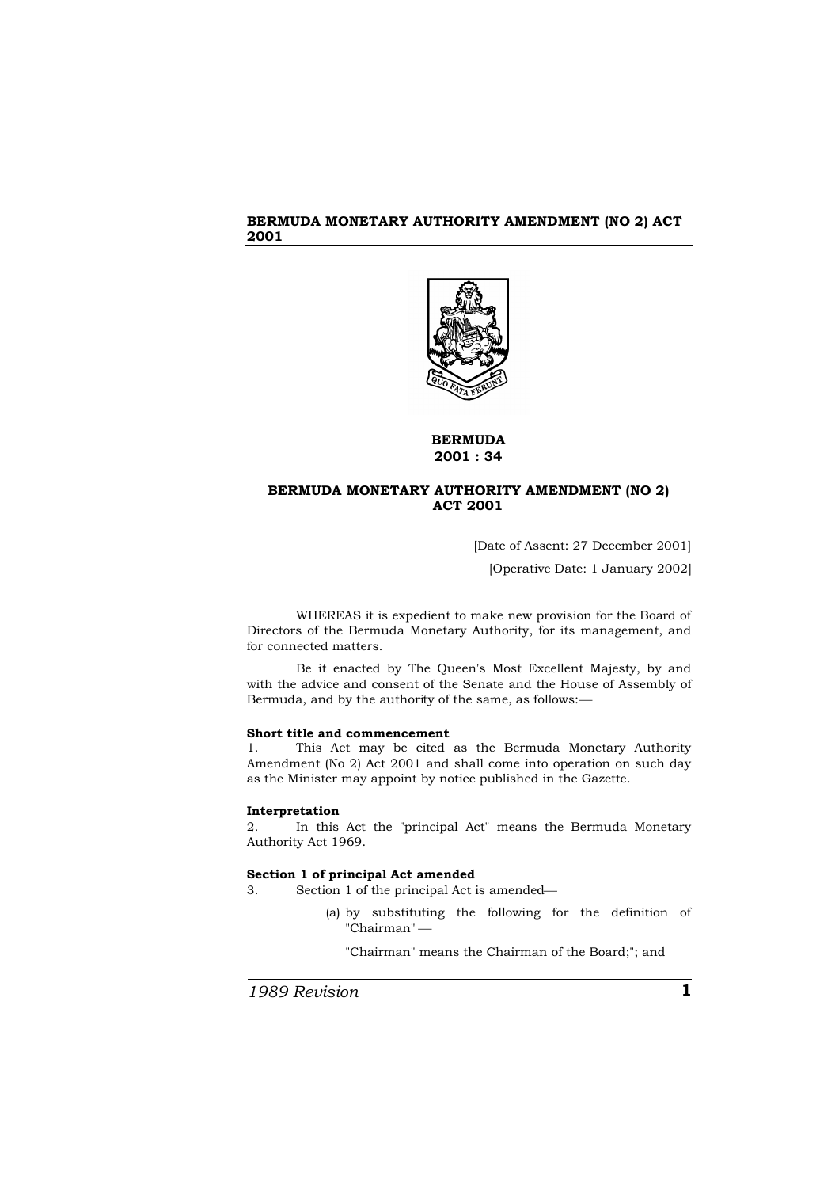# BERMUDA
# 2001 : 34

## BERMUDA MONETARY AUTHORITY AMENDMENT (NO 2) ACT 2001

[Date of Assent: 27 December 2001]

[Operative Date: 1 January 2002]

WHEREAS it is expedient to make new provision for the Board of Directors of the Bermuda Monetary Authority, for its management, and for connected matters.

Be it enacted by The Queen's Most Excellent Majesty, by and with the advice and consent of the Senate and the House of Assembly of Bermuda, and by the authority of the same, as follows:—

**Short title and commencement**

1. This Act may be cited as the Bermuda Monetary Authority Amendment (No 2) Act 2001 and shall come into operation on such day as the Minister may appoint by notice published in the Gazette.

**Interpretation**

2. In this Act the "principal Act" means the Bermuda Monetary Authority Act 1969.

**Section 1 of principal Act amended**

3. Section 1 of the principal Act is amended—

(a) by substituting the following for the definition of "Chairman" —

"Chairman" means the Chairman of the Board;"; and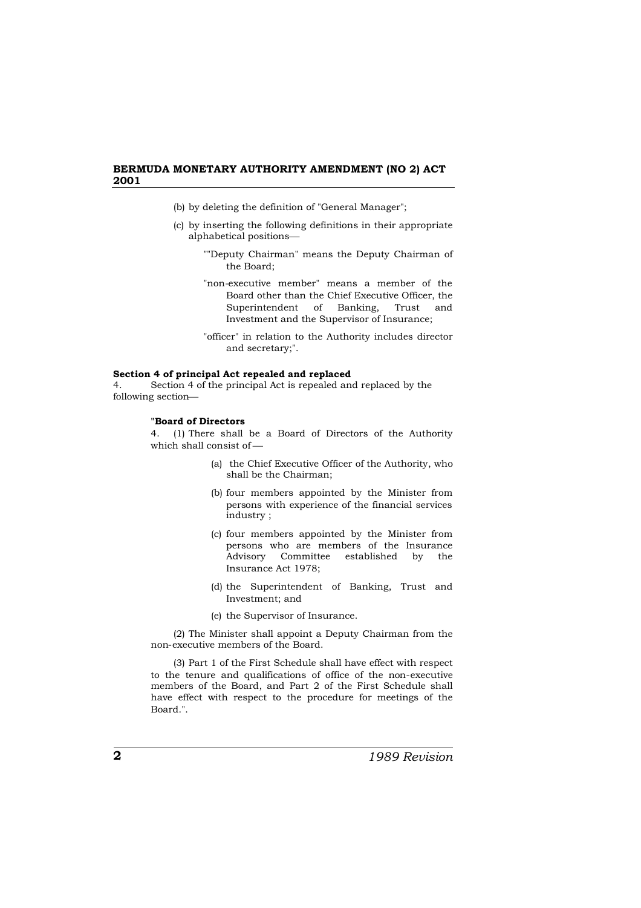(b) by deleting the definition of "General Manager";

(c) by inserting the following definitions in their appropriate alphabetical positions—

""Deputy Chairman" means the Deputy Chairman of the Board;

"non-executive member" means a member of the Board other than the Chief Executive Officer, the Superintendent of Banking, Trust and Investment and the Supervisor of Insurance;

"officer" in relation to the Authority includes director and secretary;".

**Section 4 of principal Act repealed and replaced**

4. Section 4 of the principal Act is repealed and replaced by the following section—

**"Board of Directors**

4. (1) There shall be a Board of Directors of the Authority which shall consist of —

(a) the Chief Executive Officer of the Authority, who shall be the Chairman;

(b) four members appointed by the Minister from persons with experience of the financial services industry ;

(c) four members appointed by the Minister from persons who are members of the Insurance Advisory Committee established by the Insurance Act 1978;

(d) the Superintendent of Banking, Trust and Investment; and

(e) the Supervisor of Insurance.

(2) The Minister shall appoint a Deputy Chairman from the non-executive members of the Board.

(3) Part 1 of the First Schedule shall have effect with respect to the tenure and qualifications of office of the non-executive members of the Board, and Part 2 of the First Schedule shall have effect with respect to the procedure for meetings of the Board.".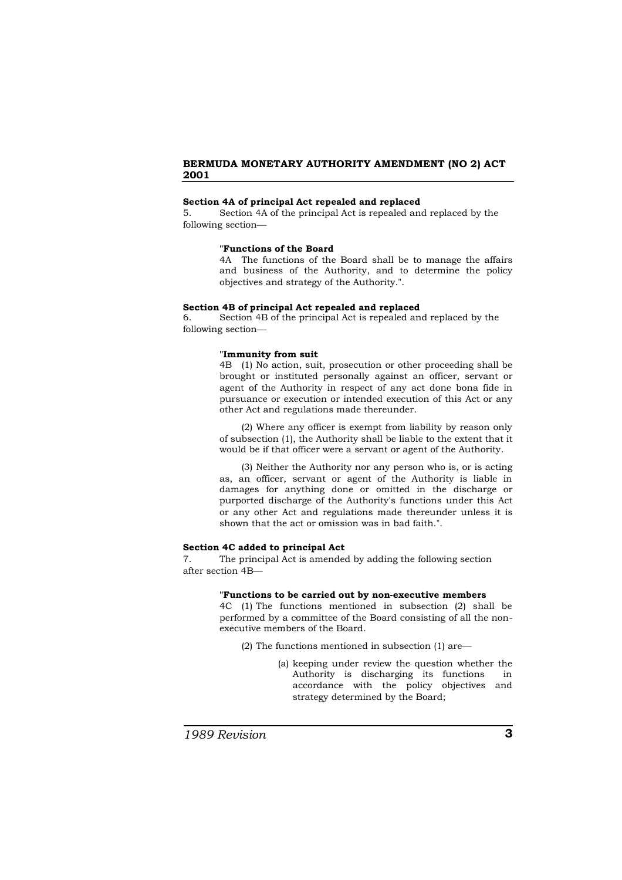**Section 4A of principal Act repealed and replaced**

5. Section 4A of the principal Act is repealed and replaced by the following section—

> "**Functions of the Board**
>
> 4A The functions of the Board shall be to manage the affairs and business of the Authority, and to determine the policy objectives and strategy of the Authority.".

**Section 4B of principal Act repealed and replaced**

6. Section 4B of the principal Act is repealed and replaced by the following section—

> "**Immunity from suit**
>
> 4B (1) No action, suit, prosecution or other proceeding shall be brought or instituted personally against an officer, servant or agent of the Authority in respect of any act done bona fide in pursuance or execution or intended execution of this Act or any other Act and regulations made thereunder.
>
> (2) Where any officer is exempt from liability by reason only of subsection (1), the Authority shall be liable to the extent that it would be if that officer were a servant or agent of the Authority.
>
> (3) Neither the Authority nor any person who is, or is acting as, an officer, servant or agent of the Authority is liable in damages for anything done or omitted in the discharge or purported discharge of the Authority's functions under this Act or any other Act and regulations made thereunder unless it is shown that the act or omission was in bad faith.".

**Section 4C added to principal Act**

7. The principal Act is amended by adding the following section after section 4B—

> "**Functions to be carried out by non-executive members**
>
> 4C (1) The functions mentioned in subsection (2) shall be performed by a committee of the Board consisting of all the non-executive members of the Board.
>
> (2) The functions mentioned in subsection (1) are—
>
> (a) keeping under review the question whether the Authority is discharging its functions in accordance with the policy objectives and strategy determined by the Board;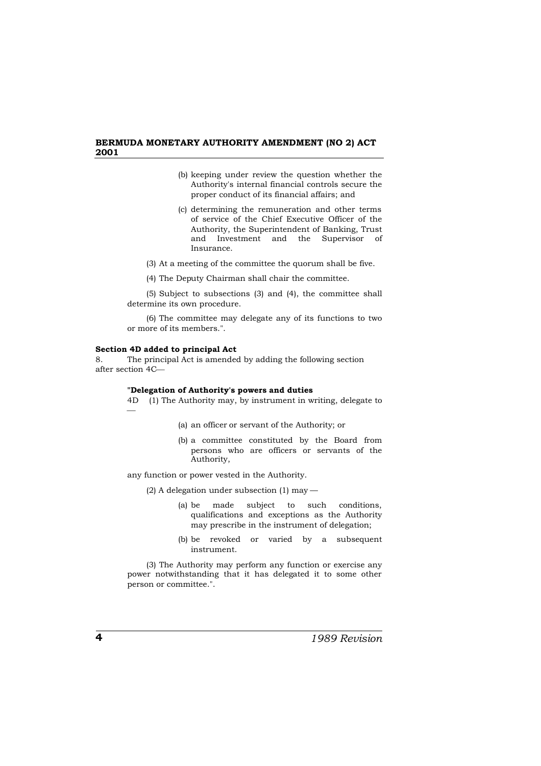(b) keeping under review the question whether the Authority's internal financial controls secure the proper conduct of its financial affairs; and

(c) determining the remuneration and other terms of service of the Chief Executive Officer of the Authority, the Superintendent of Banking, Trust and Investment and the Supervisor of Insurance.

(3) At a meeting of the committee the quorum shall be five.

(4) The Deputy Chairman shall chair the committee.

(5) Subject to subsections (3) and (4), the committee shall determine its own procedure.

(6) The committee may delegate any of its functions to two or more of its members.".

**Section 4D added to principal Act**

8. The principal Act is amended by adding the following section after section 4C—

**"Delegation of Authority's powers and duties**

4D (1) The Authority may, by instrument in writing, delegate to —

(a) an officer or servant of the Authority; or

(b) a committee constituted by the Board from persons who are officers or servants of the Authority,

any function or power vested in the Authority.

(2) A delegation under subsection (1) may —

(a) be made subject to such conditions, qualifications and exceptions as the Authority may prescribe in the instrument of delegation;

(b) be revoked or varied by a subsequent instrument.

(3) The Authority may perform any function or exercise any power notwithstanding that it has delegated it to some other person or committee.".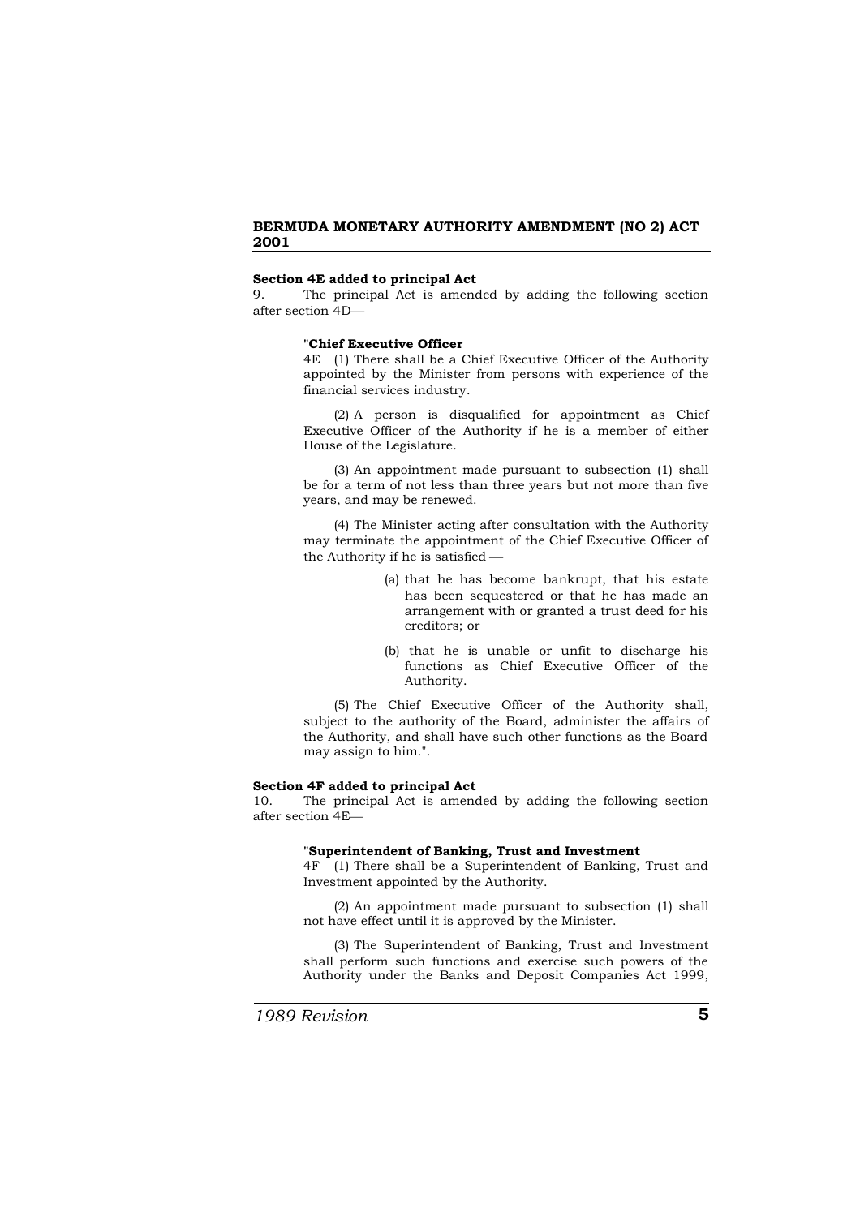**Section 4E added to principal Act**

9. The principal Act is amended by adding the following section after section 4D—

"**Chief Executive Officer**

4E (1) There shall be a Chief Executive Officer of the Authority appointed by the Minister from persons with experience of the financial services industry.

(2) A person is disqualified for appointment as Chief Executive Officer of the Authority if he is a member of either House of the Legislature.

(3) An appointment made pursuant to subsection (1) shall be for a term of not less than three years but not more than five years, and may be renewed.

(4) The Minister acting after consultation with the Authority may terminate the appointment of the Chief Executive Officer of the Authority if he is satisfied —

(a) that he has become bankrupt, that his estate has been sequestered or that he has made an arrangement with or granted a trust deed for his creditors; or

(b) that he is unable or unfit to discharge his functions as Chief Executive Officer of the Authority.

(5) The Chief Executive Officer of the Authority shall, subject to the authority of the Board, administer the affairs of the Authority, and shall have such other functions as the Board may assign to him.".

**Section 4F added to principal Act**

10. The principal Act is amended by adding the following section after section 4E—

"**Superintendent of Banking, Trust and Investment**

4F (1) There shall be a Superintendent of Banking, Trust and Investment appointed by the Authority.

(2) An appointment made pursuant to subsection (1) shall not have effect until it is approved by the Minister.

(3) The Superintendent of Banking, Trust and Investment shall perform such functions and exercise such powers of the Authority under the Banks and Deposit Companies Act 1999,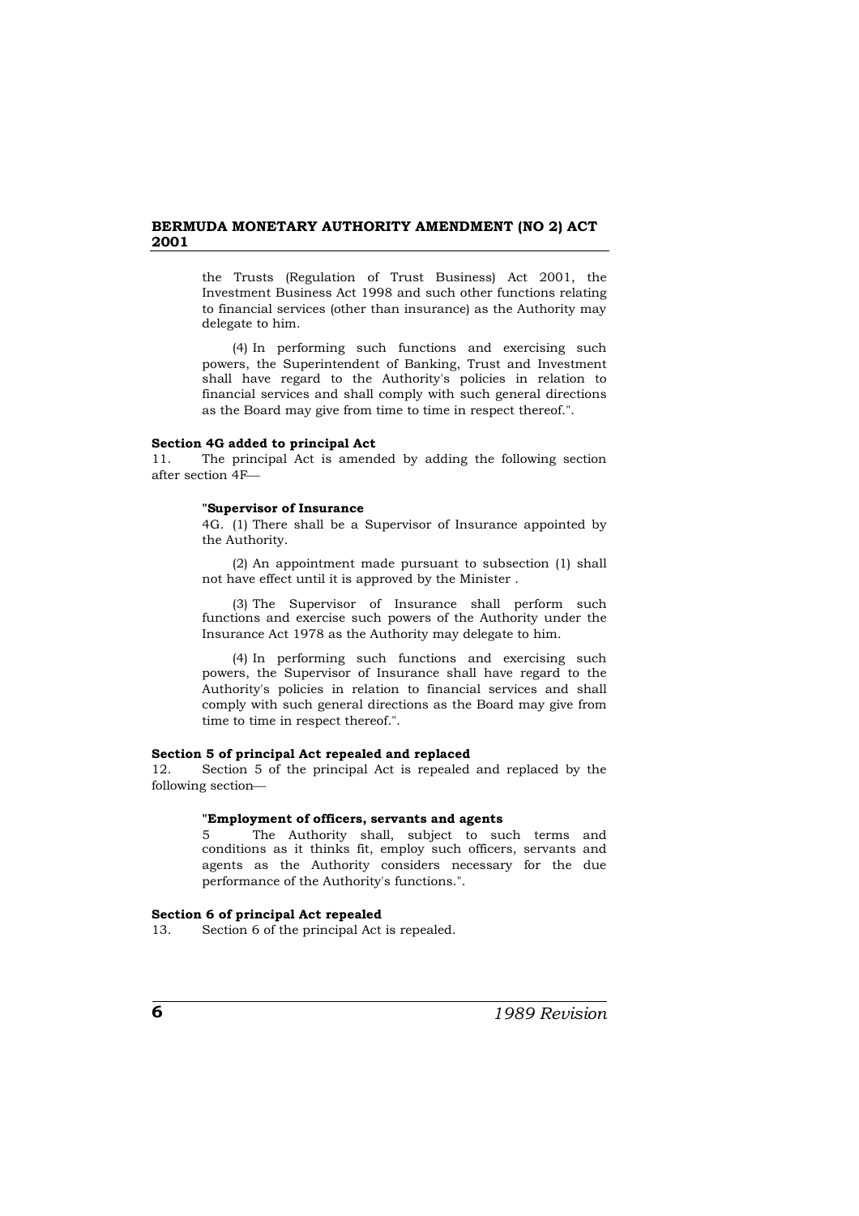the Trusts (Regulation of Trust Business) Act 2001, the Investment Business Act 1998 and such other functions relating to financial services (other than insurance) as the Authority may delegate to him.

(4) In performing such functions and exercising such powers, the Superintendent of Banking, Trust and Investment shall have regard to the Authority's policies in relation to financial services and shall comply with such general directions as the Board may give from time to time in respect thereof.".

**Section 4G added to principal Act**

11. The principal Act is amended by adding the following section after section 4F—

**"Supervisor of Insurance**

4G. (1) There shall be a Supervisor of Insurance appointed by the Authority.

(2) An appointment made pursuant to subsection (1) shall not have effect until it is approved by the Minister .

(3) The Supervisor of Insurance shall perform such functions and exercise such powers of the Authority under the Insurance Act 1978 as the Authority may delegate to him.

(4) In performing such functions and exercising such powers, the Supervisor of Insurance shall have regard to the Authority's policies in relation to financial services and shall comply with such general directions as the Board may give from time to time in respect thereof.".

**Section 5 of principal Act repealed and replaced**

12. Section 5 of the principal Act is repealed and replaced by the following section—

**"Employment of officers, servants and agents**

5 The Authority shall, subject to such terms and conditions as it thinks fit, employ such officers, servants and agents as the Authority considers necessary for the due performance of the Authority's functions.".

**Section 6 of principal Act repealed**

13. Section 6 of the principal Act is repealed.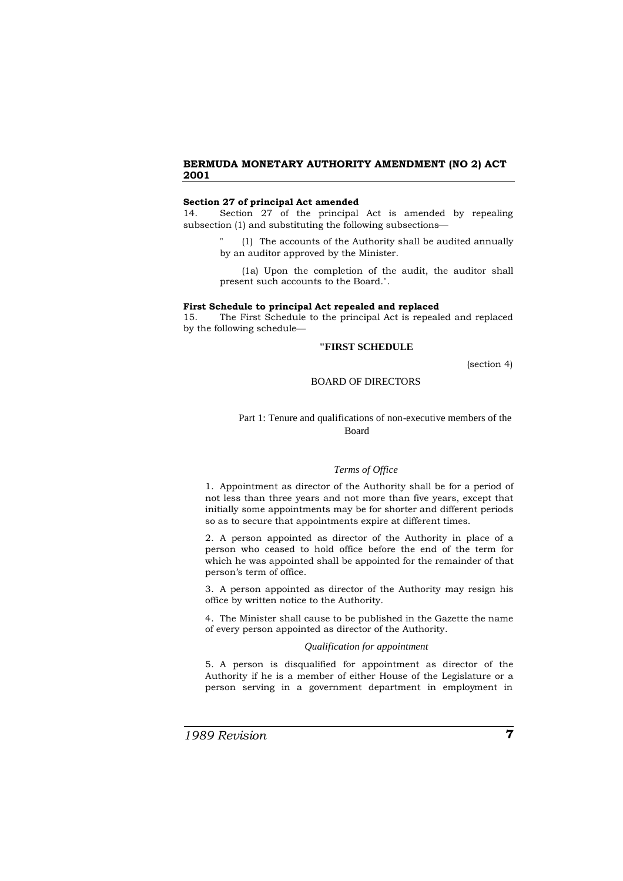**Section 27 of principal Act amended**

14. Section 27 of the principal Act is amended by repealing subsection (1) and substituting the following subsections—

" (1) The accounts of the Authority shall be audited annually by an auditor approved by the Minister.

(1a) Upon the completion of the audit, the auditor shall present such accounts to the Board.".

**First Schedule to principal Act repealed and replaced**

15. The First Schedule to the principal Act is repealed and replaced by the following schedule—

**"FIRST SCHEDULE**

(section 4)

BOARD OF DIRECTORS

Part 1: Tenure and qualifications of non-executive members of the Board

*Terms of Office*

1. Appointment as director of the Authority shall be for a period of not less than three years and not more than five years, except that initially some appointments may be for shorter and different periods so as to secure that appointments expire at different times.

2. A person appointed as director of the Authority in place of a person who ceased to hold office before the end of the term for which he was appointed shall be appointed for the remainder of that person's term of office.

3. A person appointed as director of the Authority may resign his office by written notice to the Authority.

4. The Minister shall cause to be published in the Gazette the name of every person appointed as director of the Authority.

*Qualification for appointment*

5. A person is disqualified for appointment as director of the Authority if he is a member of either House of the Legislature or a person serving in a government department in employment in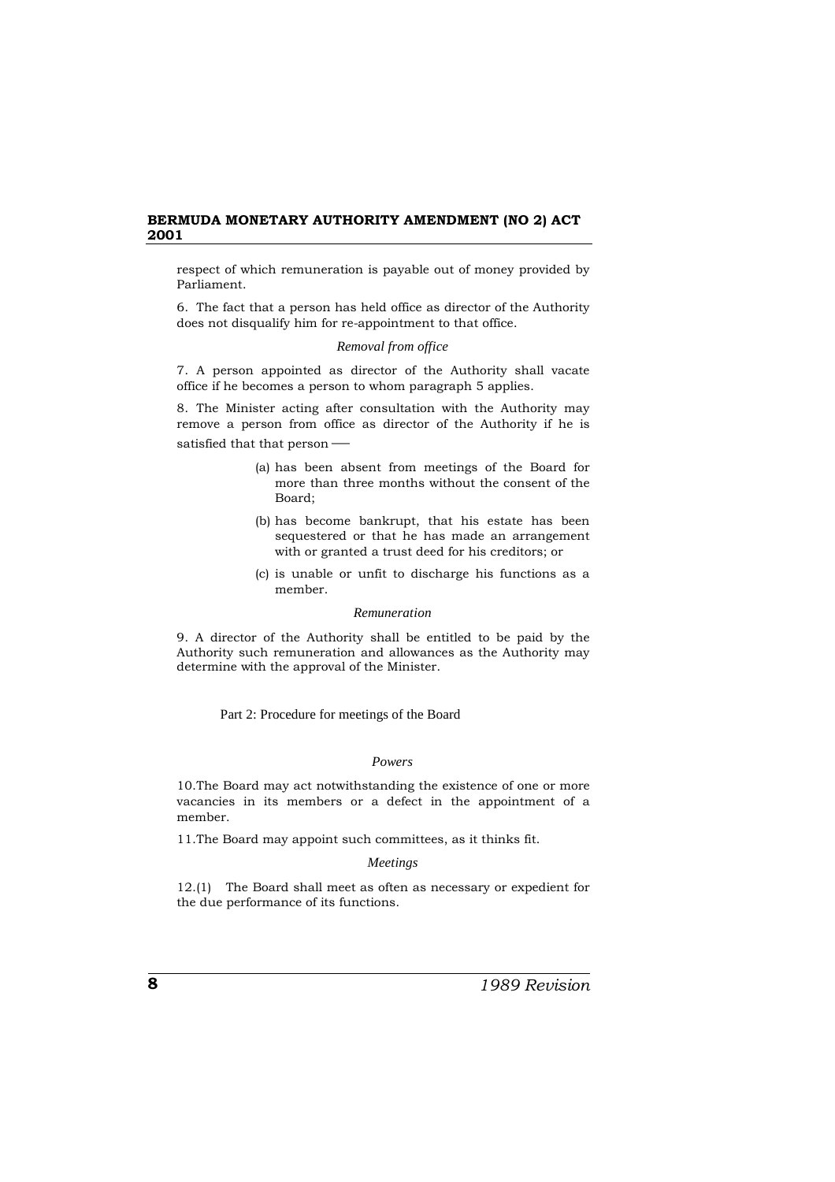respect of which remuneration is payable out of money provided by Parliament.

6. The fact that a person has held office as director of the Authority does not disqualify him for re-appointment to that office.

*Removal from office*

7. A person appointed as director of the Authority shall vacate office if he becomes a person to whom paragraph 5 applies.

8. The Minister acting after consultation with the Authority may remove a person from office as director of the Authority if he is satisfied that that person ––

(a) has been absent from meetings of the Board for more than three months without the consent of the Board;

(b) has become bankrupt, that his estate has been sequestered or that he has made an arrangement with or granted a trust deed for his creditors; or

(c) is unable or unfit to discharge his functions as a member.

*Remuneration*

9. A director of the Authority shall be entitled to be paid by the Authority such remuneration and allowances as the Authority may determine with the approval of the Minister.

## Part 2: Procedure for meetings of the Board

*Powers*

10.The Board may act notwithstanding the existence of one or more vacancies in its members or a defect in the appointment of a member.

11.The Board may appoint such committees, as it thinks fit.

*Meetings*

12.(1) The Board shall meet as often as necessary or expedient for the due performance of its functions.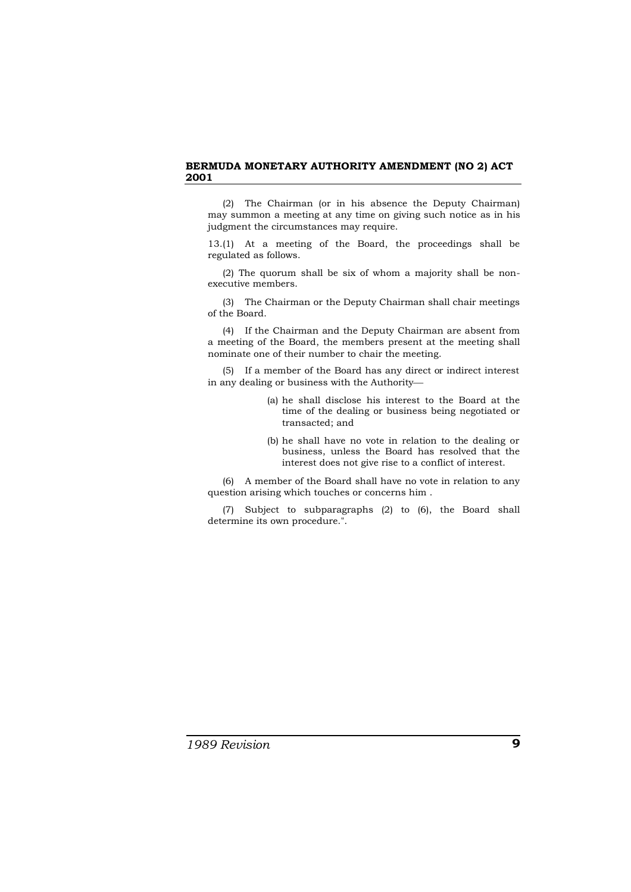(2) The Chairman (or in his absence the Deputy Chairman) may summon a meeting at any time on giving such notice as in his judgment the circumstances may require.

13.(1) At a meeting of the Board, the proceedings shall be regulated as follows.

(2) The quorum shall be six of whom a majority shall be non-executive members.

(3) The Chairman or the Deputy Chairman shall chair meetings of the Board.

(4) If the Chairman and the Deputy Chairman are absent from a meeting of the Board, the members present at the meeting shall nominate one of their number to chair the meeting.

(5) If a member of the Board has any direct or indirect interest in any dealing or business with the Authority—

- (a) he shall disclose his interest to the Board at the time of the dealing or business being negotiated or transacted; and
- (b) he shall have no vote in relation to the dealing or business, unless the Board has resolved that the interest does not give rise to a conflict of interest.

(6) A member of the Board shall have no vote in relation to any question arising which touches or concerns him .

(7) Subject to subparagraphs (2) to (6), the Board shall determine its own procedure.".